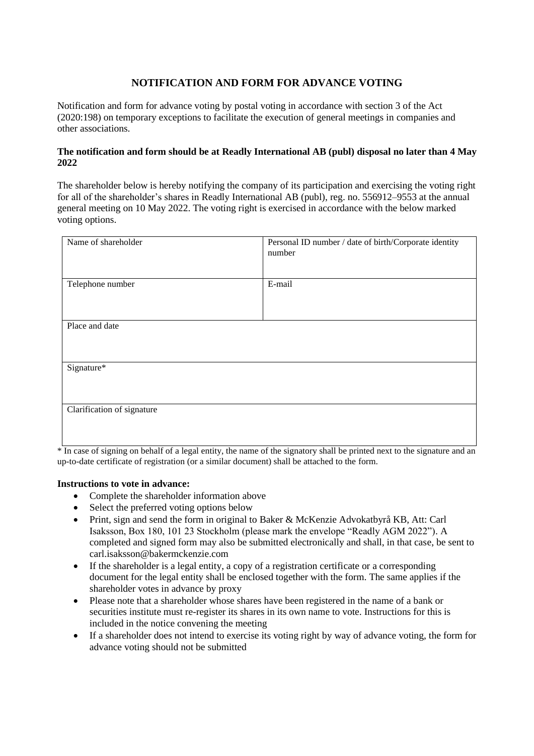# NOTIFICATION AND FORM FOR ADVANCE VOTING

Notification and form for advance voting by postal voting in accordance with section 3 of the Act (2020:198) on temporary exceptions to facilitate the execution of general meetings in companies and other associations.

**The notification and form should be at Readly International AB (publ) disposal no later than 4 May 2022**

The shareholder below is hereby notifying the company of its participation and exercising the voting right for all of the shareholder's shares in Readly International AB (publ), reg. no. 556912–9553 at the annual general meeting on 10 May 2022. The voting right is exercised in accordance with the below marked voting options.

| Name of shareholder | Personal ID number / date of birth/Corporate identity number |
| --- | --- |
| Telephone number | E-mail |
| Place and date | |
| Signature* | |
| Clarification of signature | |

\* In case of signing on behalf of a legal entity, the name of the signatory shall be printed next to the signature and an up-to-date certificate of registration (or a similar document) shall be attached to the form.

**Instructions to vote in advance:**

- Complete the shareholder information above
- Select the preferred voting options below
- Print, sign and send the form in original to Baker & McKenzie Advokatbyrå KB, Att: Carl Isaksson, Box 180, 101 23 Stockholm (please mark the envelope "Readly AGM 2022"). A completed and signed form may also be submitted electronically and shall, in that case, be sent to carl.isaksson@bakermckenzie.com
- If the shareholder is a legal entity, a copy of a registration certificate or a corresponding document for the legal entity shall be enclosed together with the form. The same applies if the shareholder votes in advance by proxy
- Please note that a shareholder whose shares have been registered in the name of a bank or securities institute must re-register its shares in its own name to vote. Instructions for this is included in the notice convening the meeting
- If a shareholder does not intend to exercise its voting right by way of advance voting, the form for advance voting should not be submitted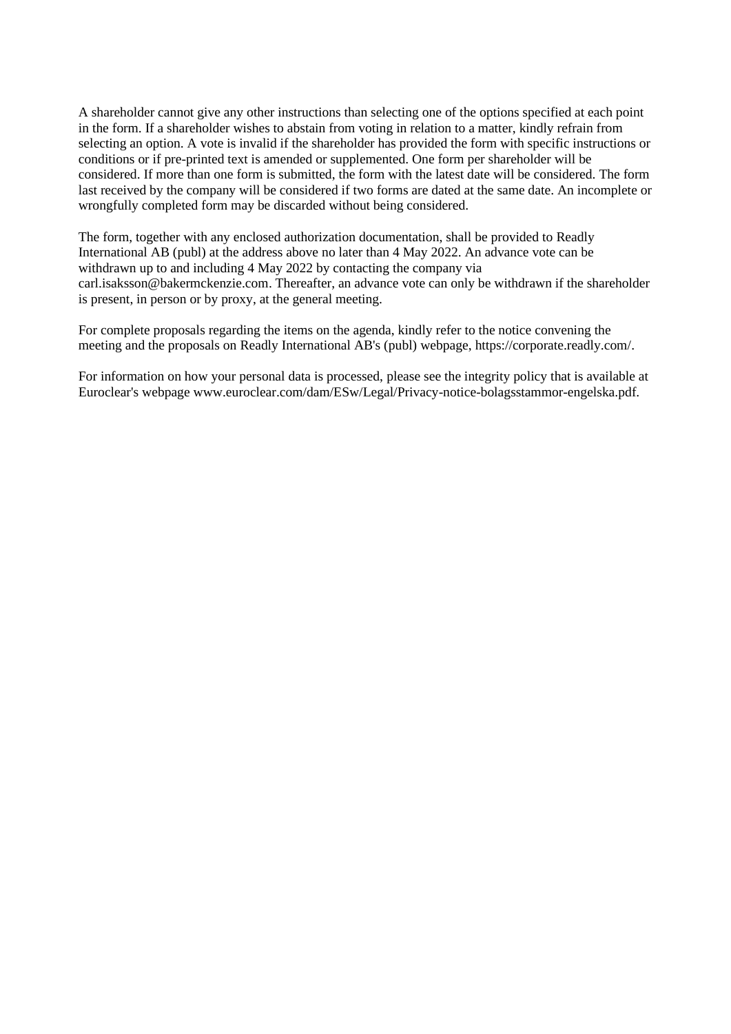A shareholder cannot give any other instructions than selecting one of the options specified at each point in the form. If a shareholder wishes to abstain from voting in relation to a matter, kindly refrain from selecting an option. A vote is invalid if the shareholder has provided the form with specific instructions or conditions or if pre-printed text is amended or supplemented. One form per shareholder will be considered. If more than one form is submitted, the form with the latest date will be considered. The form last received by the company will be considered if two forms are dated at the same date. An incomplete or wrongfully completed form may be discarded without being considered.

The form, together with any enclosed authorization documentation, shall be provided to Readly International AB (publ) at the address above no later than 4 May 2022. An advance vote can be withdrawn up to and including 4 May 2022 by contacting the company via carl.isaksson@bakermckenzie.com. Thereafter, an advance vote can only be withdrawn if the shareholder is present, in person or by proxy, at the general meeting.

For complete proposals regarding the items on the agenda, kindly refer to the notice convening the meeting and the proposals on Readly International AB's (publ) webpage, https://corporate.readly.com/.

For information on how your personal data is processed, please see the integrity policy that is available at Euroclear's webpage www.euroclear.com/dam/ESw/Legal/Privacy-notice-bolagsstammor-engelska.pdf.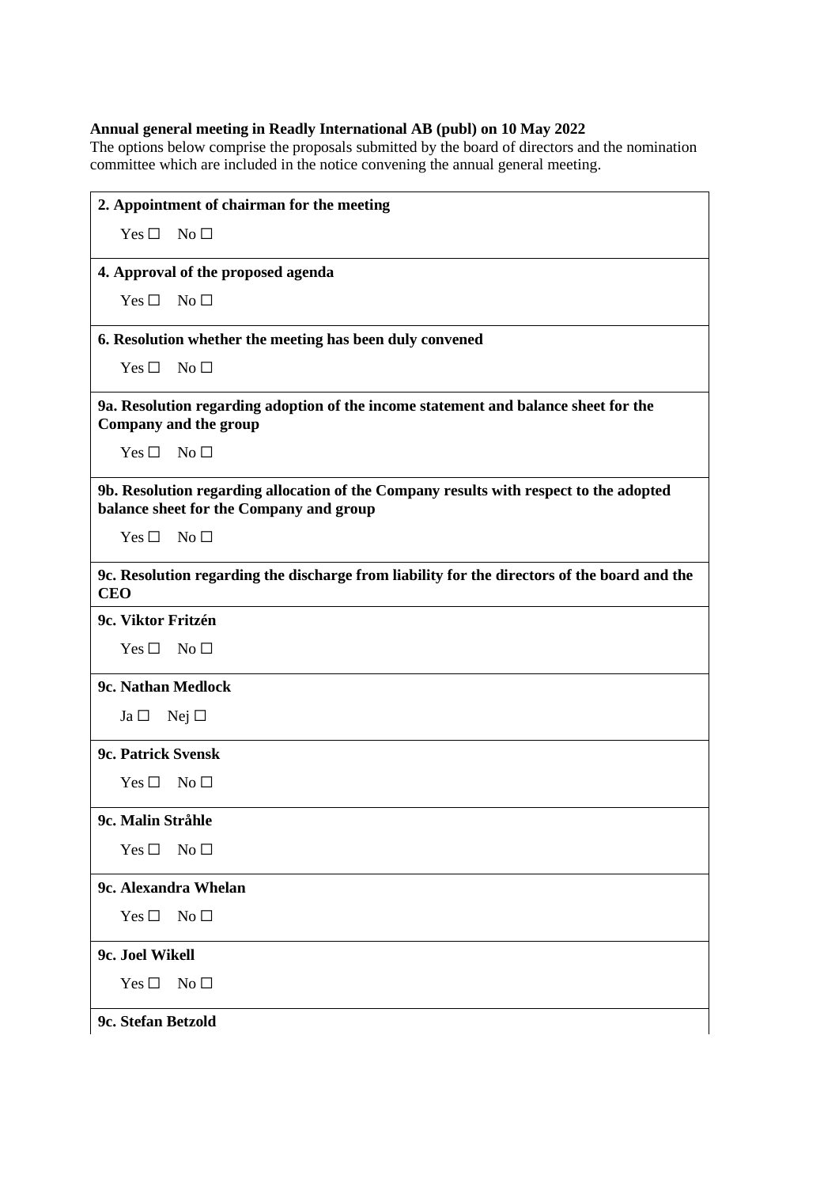**Annual general meeting in Readly International AB (publ) on 10 May 2022**

The options below comprise the proposals submitted by the board of directors and the nomination committee which are included in the notice convening the annual general meeting.

**2. Appointment of chairman for the meeting**

Yes ☐ No ☐

**4. Approval of the proposed agenda**

Yes ☐ No ☐

**6. Resolution whether the meeting has been duly convened**

Yes ☐ No ☐

**9a. Resolution regarding adoption of the income statement and balance sheet for the Company and the group**

Yes ☐ No ☐

**9b. Resolution regarding allocation of the Company results with respect to the adopted balance sheet for the Company and group**

Yes ☐ No ☐

**9c. Resolution regarding the discharge from liability for the directors of the board and the CEO**

**9c. Viktor Fritzén**

Yes ☐ No ☐

**9c. Nathan Medlock**

Ja ☐ Nej ☐

**9c. Patrick Svensk**

Yes ☐ No ☐

**9c. Malin Stråhle**

Yes ☐ No ☐

**9c. Alexandra Whelan**

Yes ☐ No ☐

**9c. Joel Wikell**

Yes ☐ No ☐

**9c. Stefan Betzold**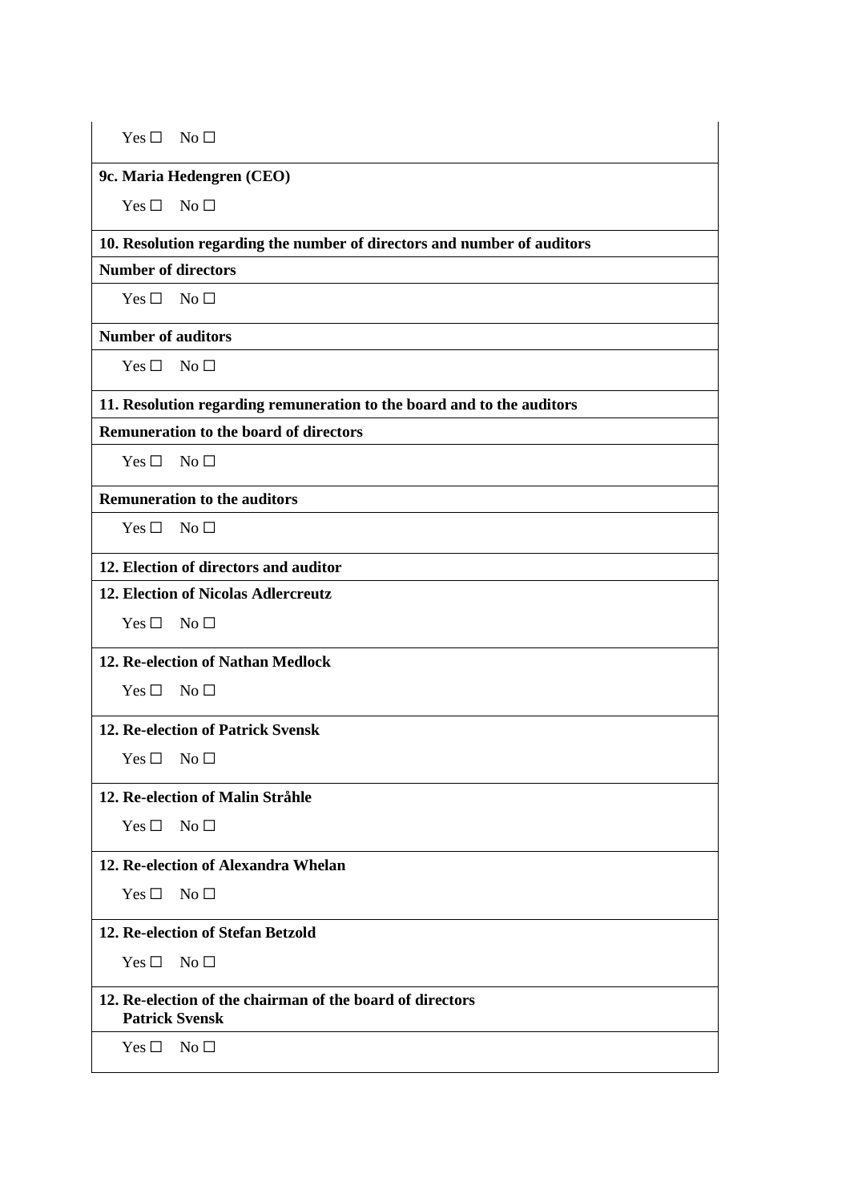| Yes ☐ No ☐ |
|---|
| **9c. Maria Hedengren (CEO)** |
| Yes ☐ No ☐ |
| **10. Resolution regarding the number of directors and number of auditors** |
| **Number of directors** |
| Yes ☐ No ☐ |
| **Number of auditors** |
| Yes ☐ No ☐ |
| **11. Resolution regarding remuneration to the board and to the auditors** |
| **Remuneration to the board of directors** |
| Yes ☐ No ☐ |
| **Remuneration to the auditors** |
| Yes ☐ No ☐ |
| **12. Election of directors and auditor** |
| **12. Election of Nicolas Adlercreutz** |
| Yes ☐ No ☐ |
| **12. Re-election of Nathan Medlock** |
| Yes ☐ No ☐ |
| **12. Re-election of Patrick Svensk** |
| Yes ☐ No ☐ |
| **12. Re-election of Malin Stråhle** |
| Yes ☐ No ☐ |
| **12. Re-election of Alexandra Whelan** |
| Yes ☐ No ☐ |
| **12. Re-election of Stefan Betzold** |
| Yes ☐ No ☐ |
| **12. Re-election of the chairman of the board of directors Patrick Svensk** |
| Yes ☐ No ☐ |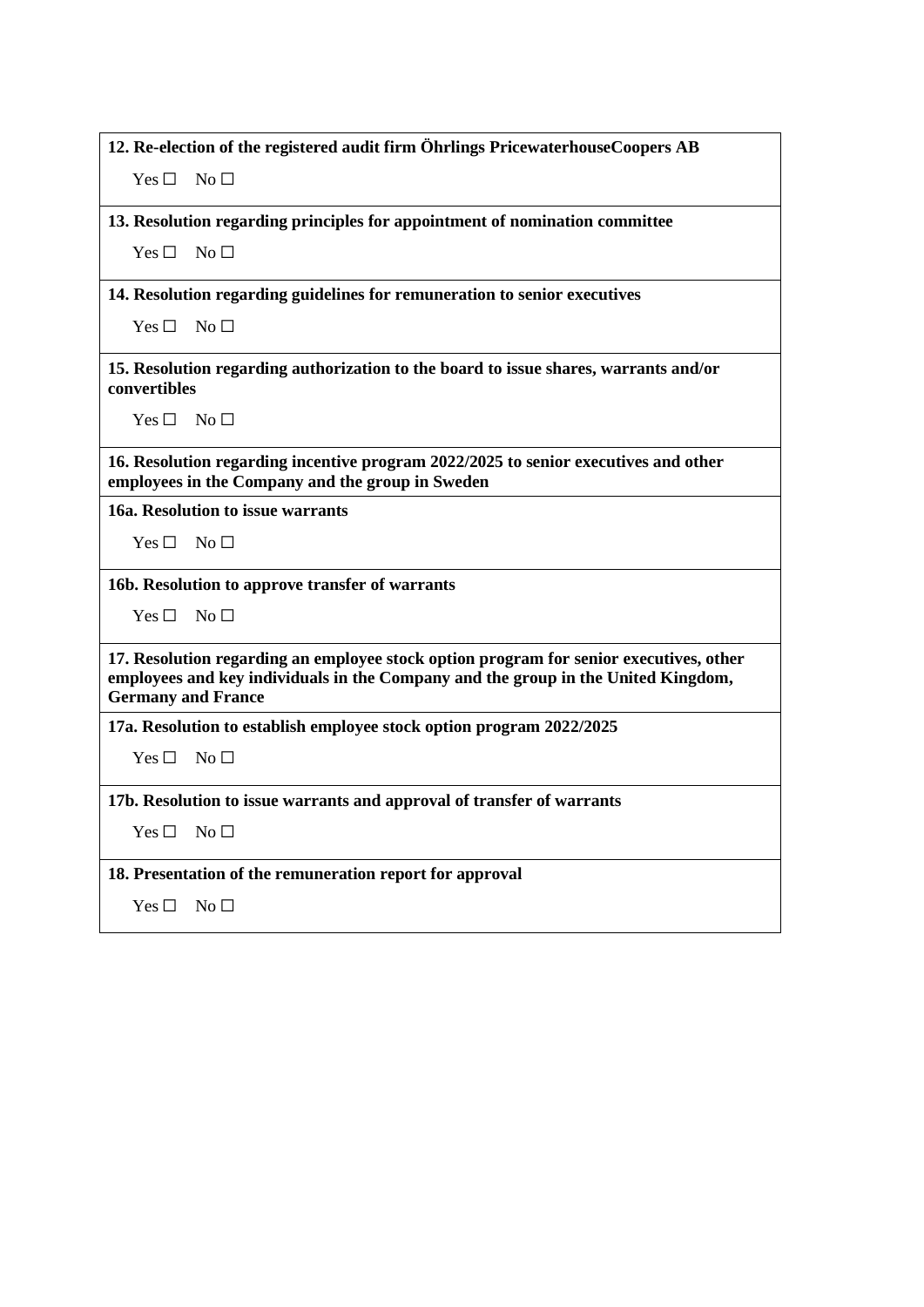**12. Re-election of the registered audit firm Öhrlings PricewaterhouseCoopers AB**

Yes ☐ No ☐

**13. Resolution regarding principles for appointment of nomination committee**

Yes ☐ No ☐

**14. Resolution regarding guidelines for remuneration to senior executives**

Yes ☐ No ☐

**15. Resolution regarding authorization to the board to issue shares, warrants and/or convertibles**

Yes ☐ No ☐

**16. Resolution regarding incentive program 2022/2025 to senior executives and other employees in the Company and the group in Sweden**

**16a. Resolution to issue warrants**

Yes ☐ No ☐

**16b. Resolution to approve transfer of warrants**

Yes ☐ No ☐

**17. Resolution regarding an employee stock option program for senior executives, other employees and key individuals in the Company and the group in the United Kingdom, Germany and France**

**17a. Resolution to establish employee stock option program 2022/2025**

Yes ☐ No ☐

**17b. Resolution to issue warrants and approval of transfer of warrants**

Yes ☐ No ☐

**18. Presentation of the remuneration report for approval**

Yes ☐ No ☐